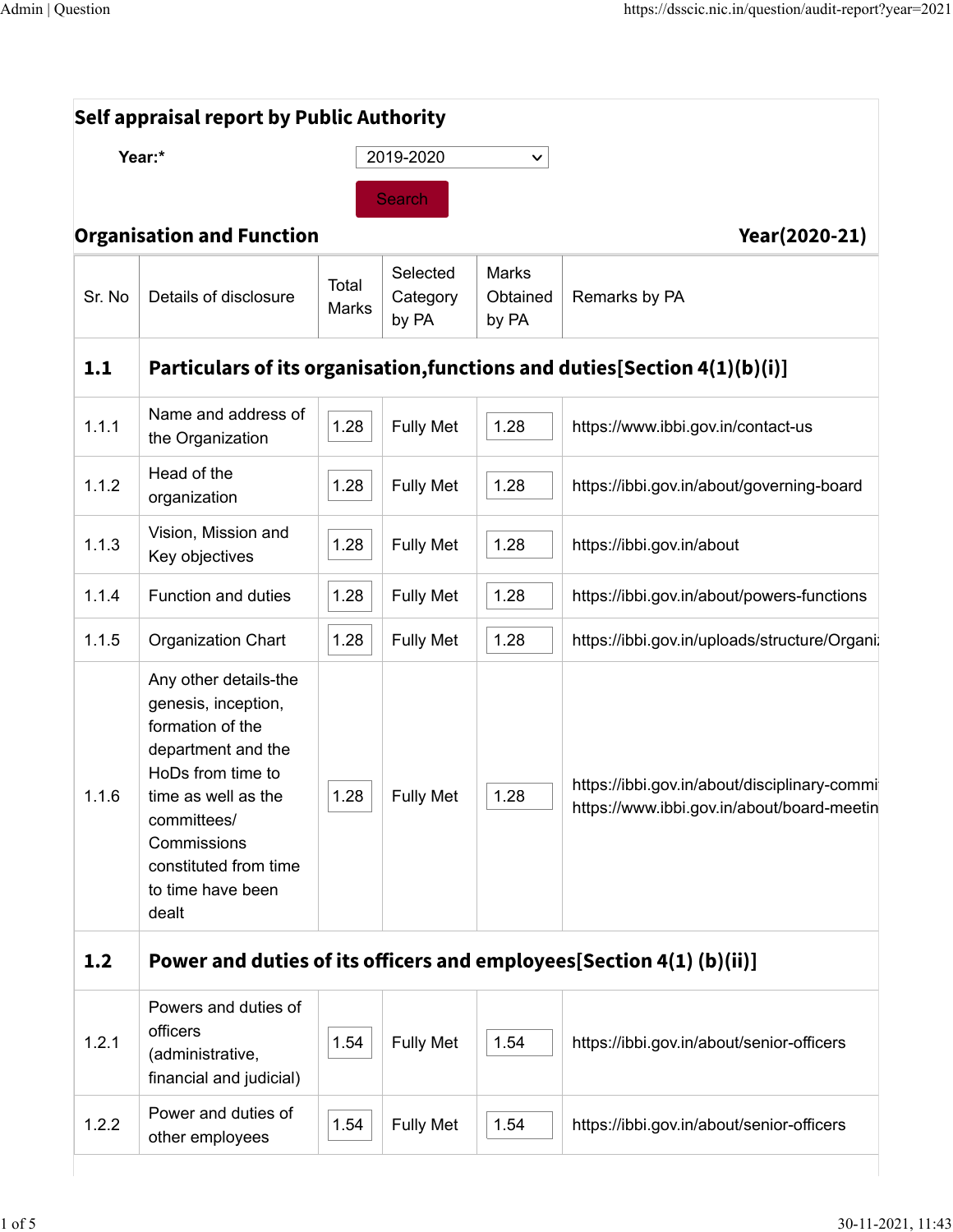## Self appraisal report by Public Authority

**Year:*** 2019-2020

Search

## Organisation and Function

**Year(2020-21)**

| Sr. No | Details of disclosure | Total Marks | Selected Category by PA | Marks Obtained by PA | Remarks by PA |
|---|---|---|---|---|---|
| **1.1** | **Particulars of its organisation,functions and duties[Section 4(1)(b)(i)]** | | | | |
| 1.1.1 | Name and address of the Organization | 1.28 | Fully Met | 1.28 | https://www.ibbi.gov.in/contact-us |
| 1.1.2 | Head of the organization | 1.28 | Fully Met | 1.28 | https://ibbi.gov.in/about/governing-board |
| 1.1.3 | Vision, Mission and Key objectives | 1.28 | Fully Met | 1.28 | https://ibbi.gov.in/about |
| 1.1.4 | Function and duties | 1.28 | Fully Met | 1.28 | https://ibbi.gov.in/about/powers-functions |
| 1.1.5 | Organization Chart | 1.28 | Fully Met | 1.28 | https://ibbi.gov.in/uploads/structure/Organi |
| 1.1.6 | Any other details-the genesis, inception, formation of the department and the HoDs from time to time as well as the committees/ Commissions constituted from time to time have been dealt | 1.28 | Fully Met | 1.28 | https://ibbi.gov.in/about/disciplinary-commi https://www.ibbi.gov.in/about/board-meetin |
| **1.2** | **Power and duties of its officers and employees[Section 4(1) (b)(ii)]** | | | | |
| 1.2.1 | Powers and duties of officers (administrative, financial and judicial) | 1.54 | Fully Met | 1.54 | https://ibbi.gov.in/about/senior-officers |
| 1.2.2 | Power and duties of other employees | 1.54 | Fully Met | 1.54 | https://ibbi.gov.in/about/senior-officers |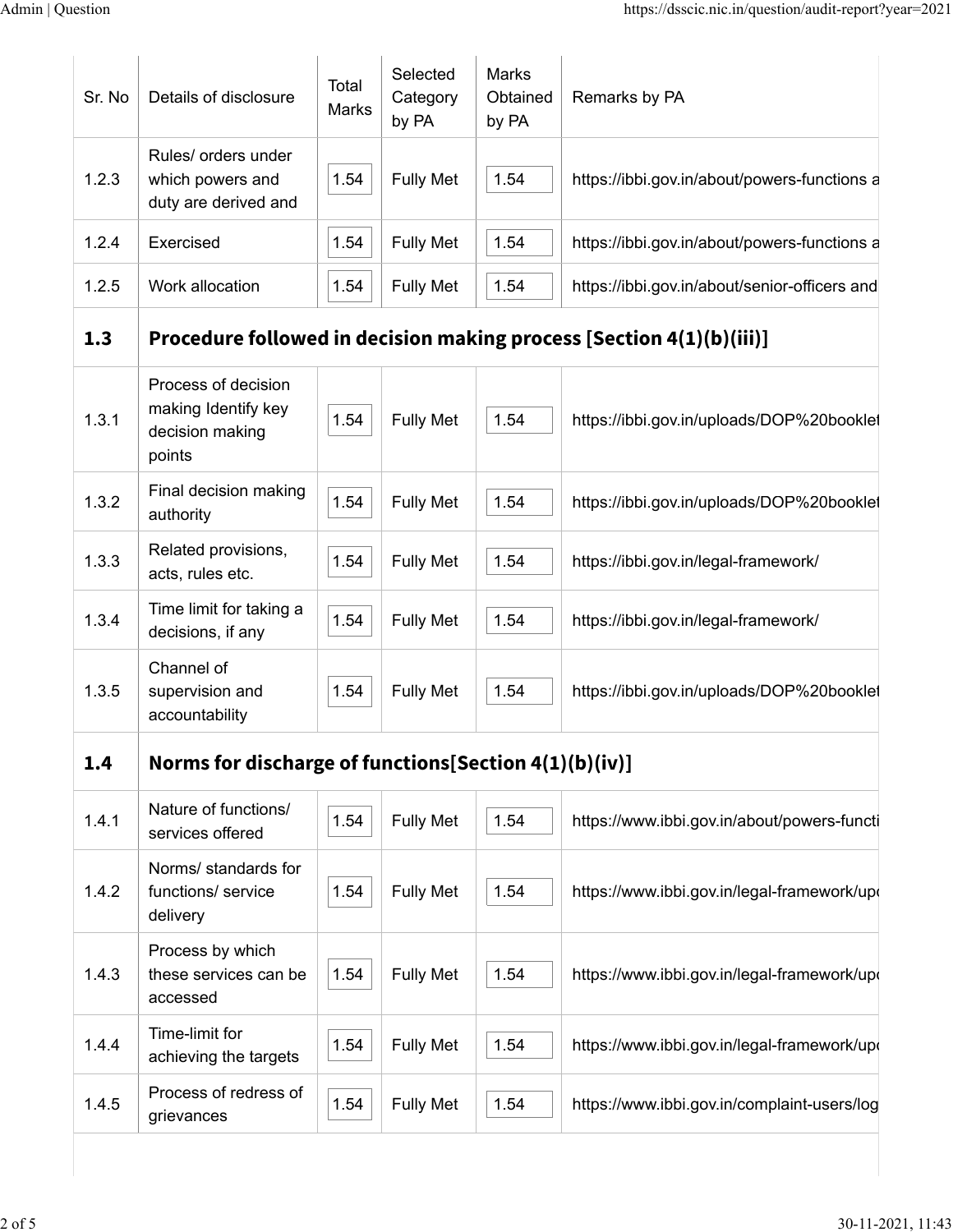| Sr. No | Details of disclosure | Total Marks | Selected Category by PA | Marks Obtained by PA | Remarks by PA |
|---|---|---|---|---|---|
| 1.2.3 | Rules/ orders under which powers and duty are derived and | 1.54 | Fully Met | 1.54 | https://ibbi.gov.in/about/powers-functions a |
| 1.2.4 | Exercised | 1.54 | Fully Met | 1.54 | https://ibbi.gov.in/about/powers-functions a |
| 1.2.5 | Work allocation | 1.54 | Fully Met | 1.54 | https://ibbi.gov.in/about/senior-officers and |
| **1.3** | **Procedure followed in decision making process [Section 4(1)(b)(iii)]** | | | | |
| 1.3.1 | Process of decision making Identify key decision making points | 1.54 | Fully Met | 1.54 | https://ibbi.gov.in/uploads/DOP%20booklet |
| 1.3.2 | Final decision making authority | 1.54 | Fully Met | 1.54 | https://ibbi.gov.in/uploads/DOP%20booklet |
| 1.3.3 | Related provisions, acts, rules etc. | 1.54 | Fully Met | 1.54 | https://ibbi.gov.in/legal-framework/ |
| 1.3.4 | Time limit for taking a decisions, if any | 1.54 | Fully Met | 1.54 | https://ibbi.gov.in/legal-framework/ |
| 1.3.5 | Channel of supervision and accountability | 1.54 | Fully Met | 1.54 | https://ibbi.gov.in/uploads/DOP%20booklet |
| **1.4** | **Norms for discharge of functions[Section 4(1)(b)(iv)]** | | | | |
| 1.4.1 | Nature of functions/ services offered | 1.54 | Fully Met | 1.54 | https://www.ibbi.gov.in/about/powers-functi |
| 1.4.2 | Norms/ standards for functions/ service delivery | 1.54 | Fully Met | 1.54 | https://www.ibbi.gov.in/legal-framework/upo |
| 1.4.3 | Process by which these services can be accessed | 1.54 | Fully Met | 1.54 | https://www.ibbi.gov.in/legal-framework/upo |
| 1.4.4 | Time-limit for achieving the targets | 1.54 | Fully Met | 1.54 | https://www.ibbi.gov.in/legal-framework/upo |
| 1.4.5 | Process of redress of grievances | 1.54 | Fully Met | 1.54 | https://www.ibbi.gov.in/complaint-users/log |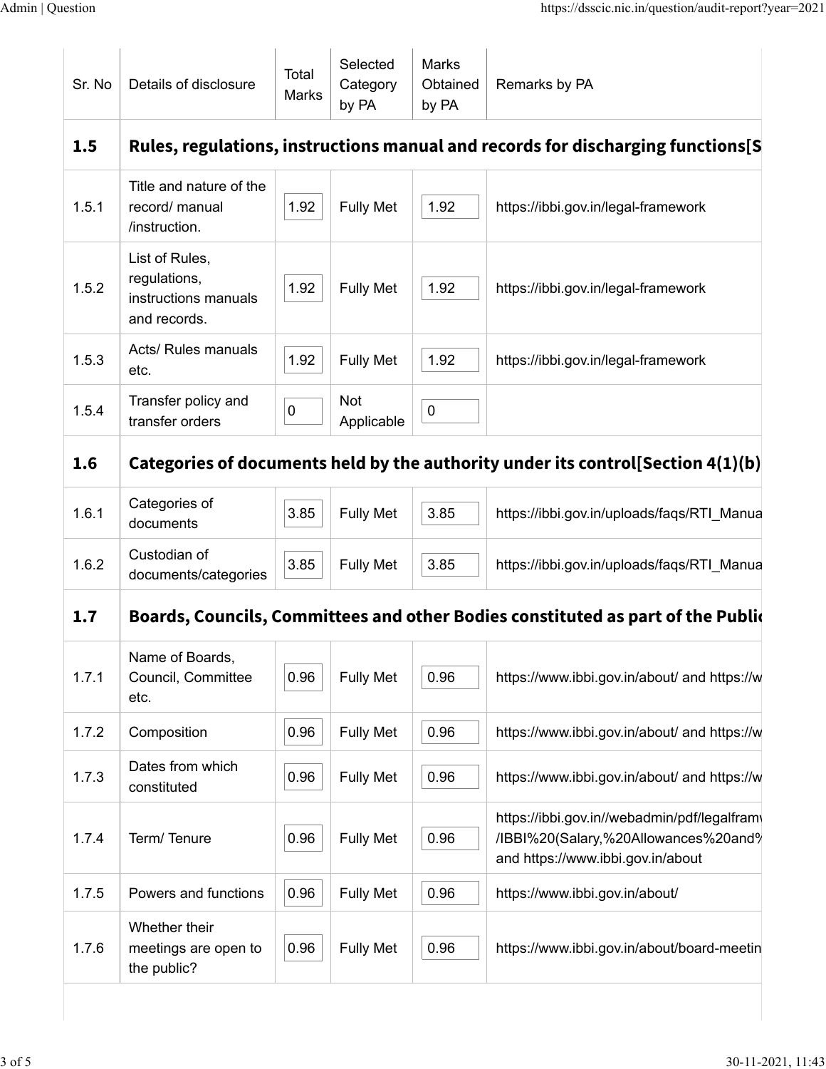| Sr. No | Details of disclosure | Total Marks | Selected Category by PA | Marks Obtained by PA | Remarks by PA |
|---|---|---|---|---|---|
| **1.5** | **Rules, regulations, instructions manual and records for discharging functions[S** | | | | |
| 1.5.1 | Title and nature of the record/ manual /instruction. | 1.92 | Fully Met | 1.92 | https://ibbi.gov.in/legal-framework |
| 1.5.2 | List of Rules, regulations, instructions manuals and records. | 1.92 | Fully Met | 1.92 | https://ibbi.gov.in/legal-framework |
| 1.5.3 | Acts/ Rules manuals etc. | 1.92 | Fully Met | 1.92 | https://ibbi.gov.in/legal-framework |
| 1.5.4 | Transfer policy and transfer orders | 0 | Not Applicable | 0 | |
| **1.6** | **Categories of documents held by the authority under its control[Section 4(1)(b)** | | | | |
| 1.6.1 | Categories of documents | 3.85 | Fully Met | 3.85 | https://ibbi.gov.in/uploads/faqs/RTI_Manua |
| 1.6.2 | Custodian of documents/categories | 3.85 | Fully Met | 3.85 | https://ibbi.gov.in/uploads/faqs/RTI_Manua |
| **1.7** | **Boards, Councils, Committees and other Bodies constituted as part of the Public** | | | | |
| 1.7.1 | Name of Boards, Council, Committee etc. | 0.96 | Fully Met | 0.96 | https://www.ibbi.gov.in/about/ and https://w |
| 1.7.2 | Composition | 0.96 | Fully Met | 0.96 | https://www.ibbi.gov.in/about/ and https://w |
| 1.7.3 | Dates from which constituted | 0.96 | Fully Met | 0.96 | https://www.ibbi.gov.in/about/ and https://w |
| 1.7.4 | Term/ Tenure | 0.96 | Fully Met | 0.96 | https://ibbi.gov.in//webadmin/pdf/legalfram /IBBI%20(Salary,%20Allowances%20and% and https://www.ibbi.gov.in/about |
| 1.7.5 | Powers and functions | 0.96 | Fully Met | 0.96 | https://www.ibbi.gov.in/about/ |
| 1.7.6 | Whether their meetings are open to the public? | 0.96 | Fully Met | 0.96 | https://www.ibbi.gov.in/about/board-meetin |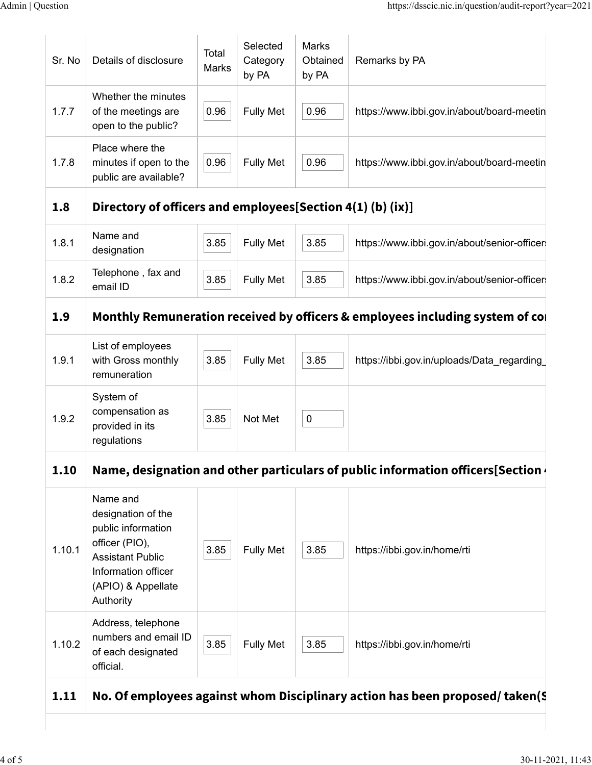| Sr. No | Details of disclosure | Total Marks | Selected Category by PA | Marks Obtained by PA | Remarks by PA |
|---|---|---|---|---|---|
| 1.7.7 | Whether the minutes of the meetings are open to the public? | 0.96 | Fully Met | 0.96 | https://www.ibbi.gov.in/about/board-meetin |
| 1.7.8 | Place where the minutes if open to the public are available? | 0.96 | Fully Met | 0.96 | https://www.ibbi.gov.in/about/board-meetin |
| **1.8** | **Directory of officers and employees[Section 4(1) (b) (ix)]** | | | | |
| 1.8.1 | Name and designation | 3.85 | Fully Met | 3.85 | https://www.ibbi.gov.in/about/senior-officers |
| 1.8.2 | Telephone , fax and email ID | 3.85 | Fully Met | 3.85 | https://www.ibbi.gov.in/about/senior-officers |
| **1.9** | **Monthly Remuneration received by officers & employees including system of co** | | | | |
| 1.9.1 | List of employees with Gross monthly remuneration | 3.85 | Fully Met | 3.85 | https://ibbi.gov.in/uploads/Data_regarding_ |
| 1.9.2 | System of compensation as provided in its regulations | 3.85 | Not Met | 0 | |
| **1.10** | **Name, designation and other particulars of public information officers[Section 4** | | | | |
| 1.10.1 | Name and designation of the public information officer (PIO), Assistant Public Information officer (APIO) & Appellate Authority | 3.85 | Fully Met | 3.85 | https://ibbi.gov.in/home/rti |
| 1.10.2 | Address, telephone numbers and email ID of each designated official. | 3.85 | Fully Met | 3.85 | https://ibbi.gov.in/home/rti |
| **1.11** | **No. Of employees against whom Disciplinary action has been proposed/ taken(S** | | | | |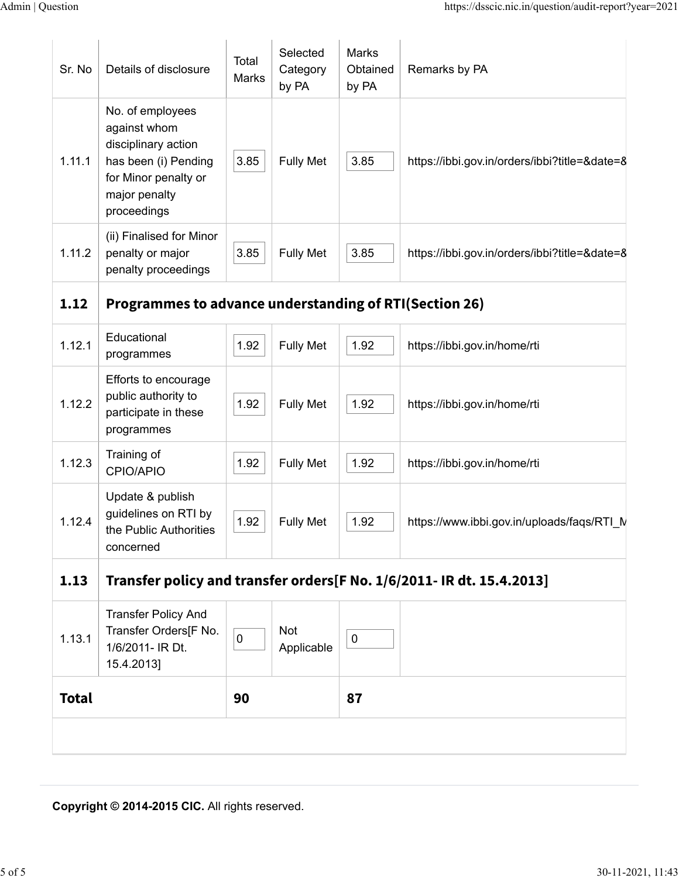| Sr. No | Details of disclosure | Total Marks | Selected Category by PA | Marks Obtained by PA | Remarks by PA |
|---|---|---|---|---|---|
| 1.11.1 | No. of employees against whom disciplinary action has been (i) Pending for Minor penalty or major penalty proceedings | 3.85 | Fully Met | 3.85 | https://ibbi.gov.in/orders/ibbi?title=&date=& |
| 1.11.2 | (ii) Finalised for Minor penalty or major penalty proceedings | 3.85 | Fully Met | 3.85 | https://ibbi.gov.in/orders/ibbi?title=&date=& |
| **1.12** | **Programmes to advance understanding of RTI(Section 26)** | | | | |
| 1.12.1 | Educational programmes | 1.92 | Fully Met | 1.92 | https://ibbi.gov.in/home/rti |
| 1.12.2 | Efforts to encourage public authority to participate in these programmes | 1.92 | Fully Met | 1.92 | https://ibbi.gov.in/home/rti |
| 1.12.3 | Training of CPIO/APIO | 1.92 | Fully Met | 1.92 | https://ibbi.gov.in/home/rti |
| 1.12.4 | Update & publish guidelines on RTI by the Public Authorities concerned | 1.92 | Fully Met | 1.92 | https://www.ibbi.gov.in/uploads/faqs/RTI_M |
| **1.13** | **Transfer policy and transfer orders[F No. 1/6/2011- IR dt. 15.4.2013]** | | | | |
| 1.13.1 | Transfer Policy And Transfer Orders[F No. 1/6/2011- IR Dt. 15.4.2013] | 0 | Not Applicable | 0 | |
| **Total** | | **90** | | **87** | |

**Copyright © 2014-2015 CIC.** All rights reserved.